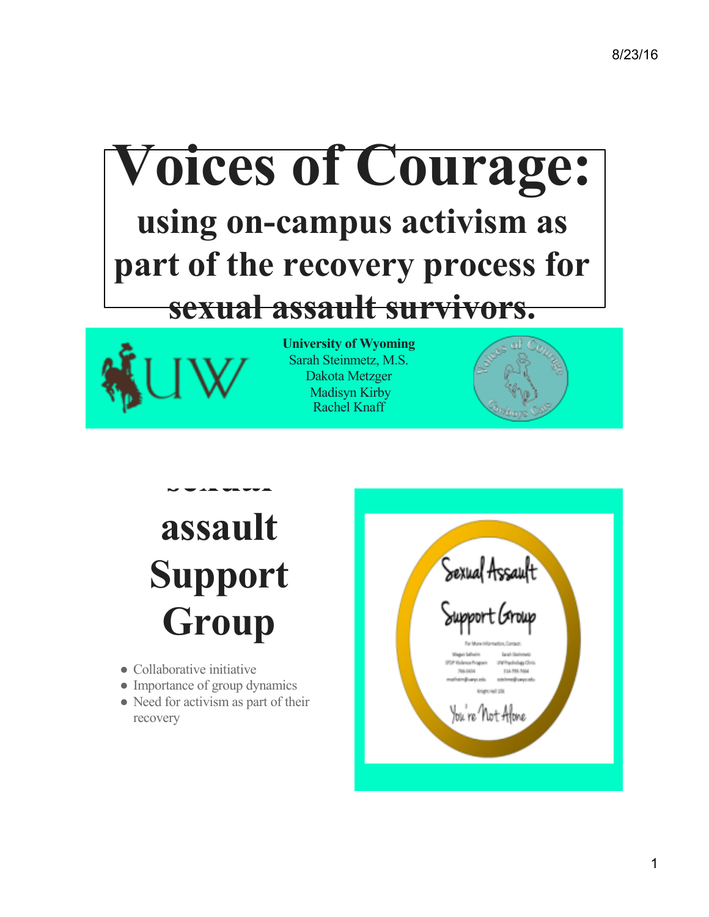# Voices of Courage:

## using on-campus activism as part of the recovery process for sexual assault survivors.

**University of Wyoming**
Sarah Steinmetz, M.S.
Dakota Metzger
Madisyn Kirby
Rachel Knaff

# Sexual assault Support Group

- Collaborative initiative
- Importance of group dynamics
- Need for activism as part of their recovery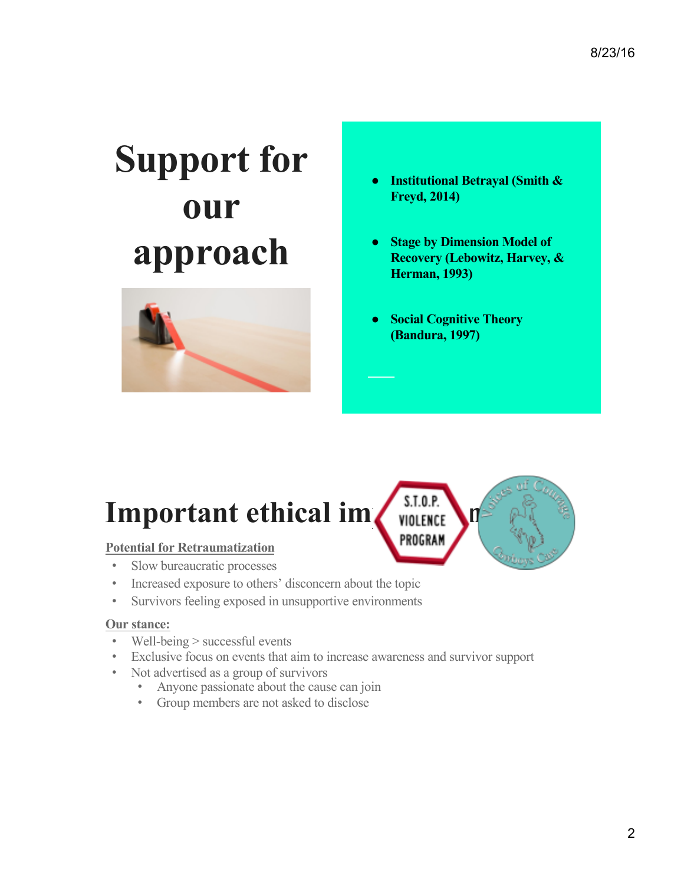# Support for our approach

- **Institutional Betrayal (Smith & Freyd, 2014)**
- **Stage by Dimension Model of Recovery (Lebowitz, Harvey, & Herman, 1993)**
- **Social Cognitive Theory (Bandura, 1997)**

# Important ethical im

S.T.O.P. VIOLENCE PROGRAM

Voices of Courage Cowboys Care

**Potential for Retraumatization**

- Slow bureaucratic processes
- Increased exposure to others' disconcern about the topic
- Survivors feeling exposed in unsupportive environments

**Our stance:**

- Well-being > successful events
- Exclusive focus on events that aim to increase awareness and survivor support
- Not advertised as a group of survivors
  - Anyone passionate about the cause can join
  - Group members are not asked to disclose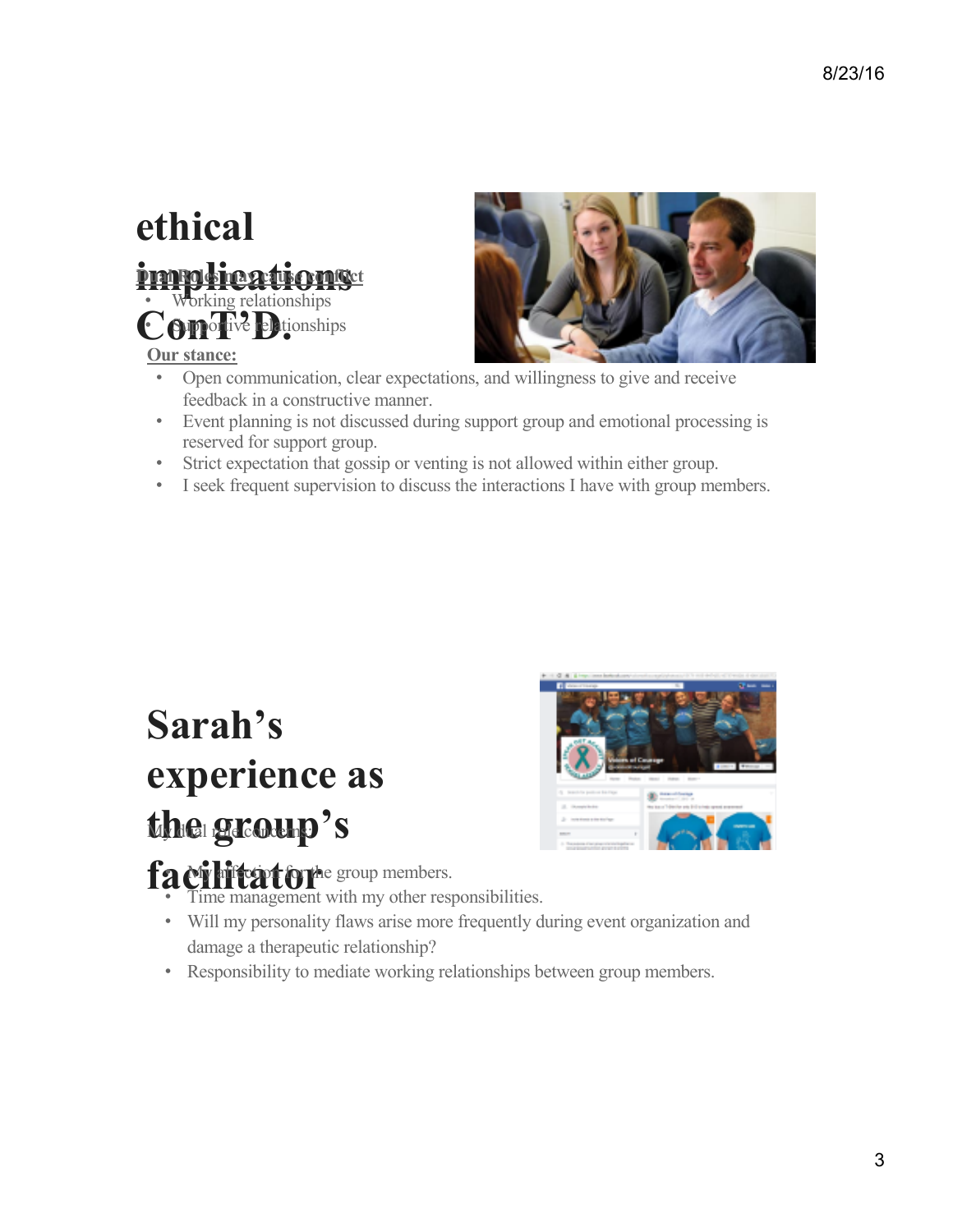# ethical implications ConT'D.

**Dual Roles may cause conflict**

- Working relationships
- Supportive relationships

**Our stance:**

- Open communication, clear expectations, and willingness to give and receive feedback in a constructive manner.
- Event planning is not discussed during support group and emotional processing is reserved for support group.
- Strict expectation that gossip or venting is not allowed within either group.
- I seek frequent supervision to discuss the interactions I have with group members.

# Sarah's experience as the group's facilitator

My dual role concerns:

- My affection for the group members.
- Time management with my other responsibilities.
- Will my personality flaws arise more frequently during event organization and damage a therapeutic relationship?
- Responsibility to mediate working relationships between group members.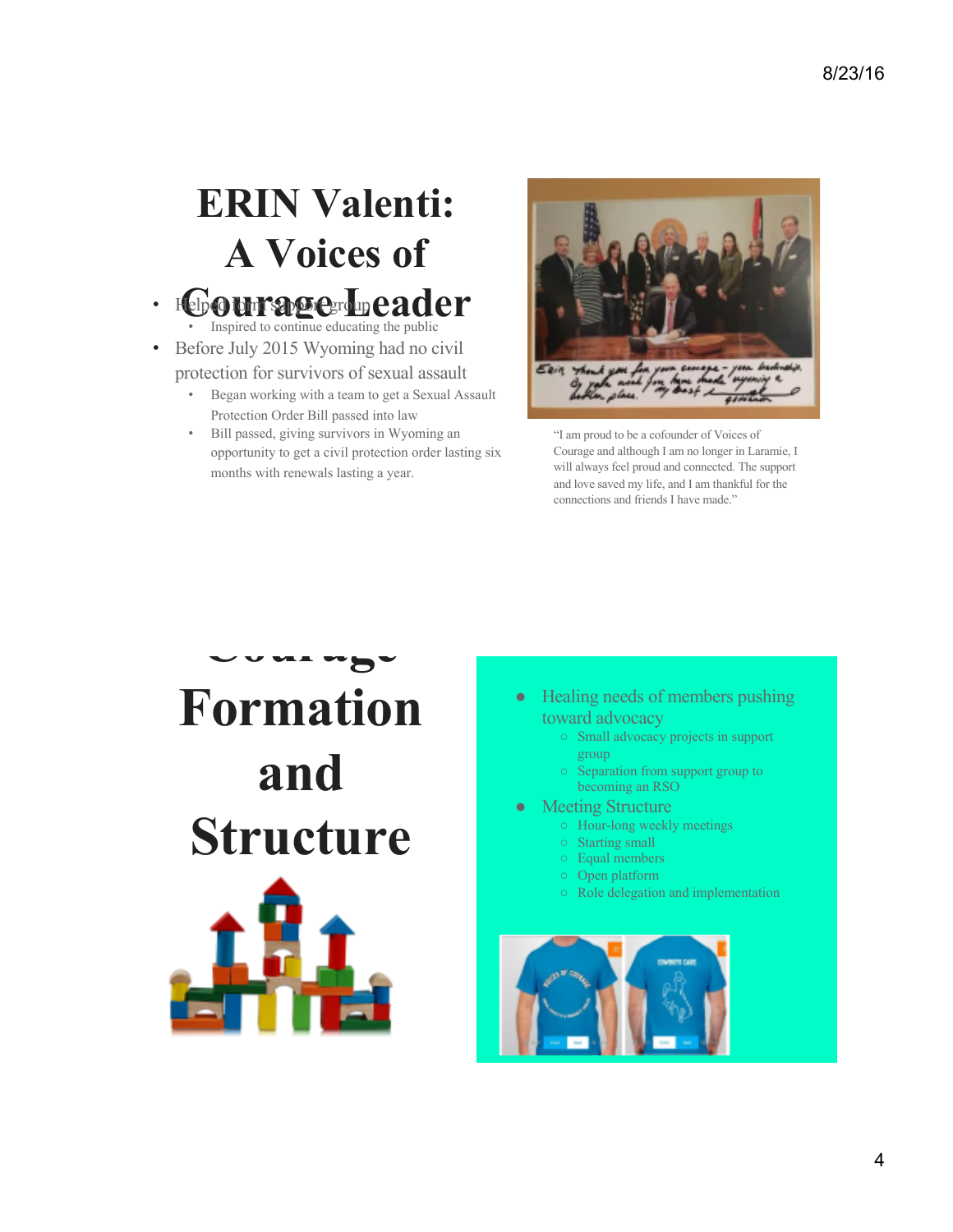# ERIN Valenti: A Voices of Courage Leader

- Helped form support group
  - Inspired to continue educating the public
- Before July 2015 Wyoming had no civil protection for survivors of sexual assault
  - Began working with a team to get a Sexual Assault Protection Order Bill passed into law
  - Bill passed, giving survivors in Wyoming an opportunity to get a civil protection order lasting six months with renewals lasting a year.

"I am proud to be a cofounder of Voices of Courage and although I am no longer in Laramie, I will always feel proud and connected. The support and love saved my life, and I am thankful for the connections and friends I have made."

# Courage Formation and Structure

- Healing needs of members pushing toward advocacy
  - Small advocacy projects in support group
  - Separation from support group to becoming an RSO
- Meeting Structure
  - Hour-long weekly meetings
  - Starting small
  - Equal members
  - Open platform
  - Role delegation and implementation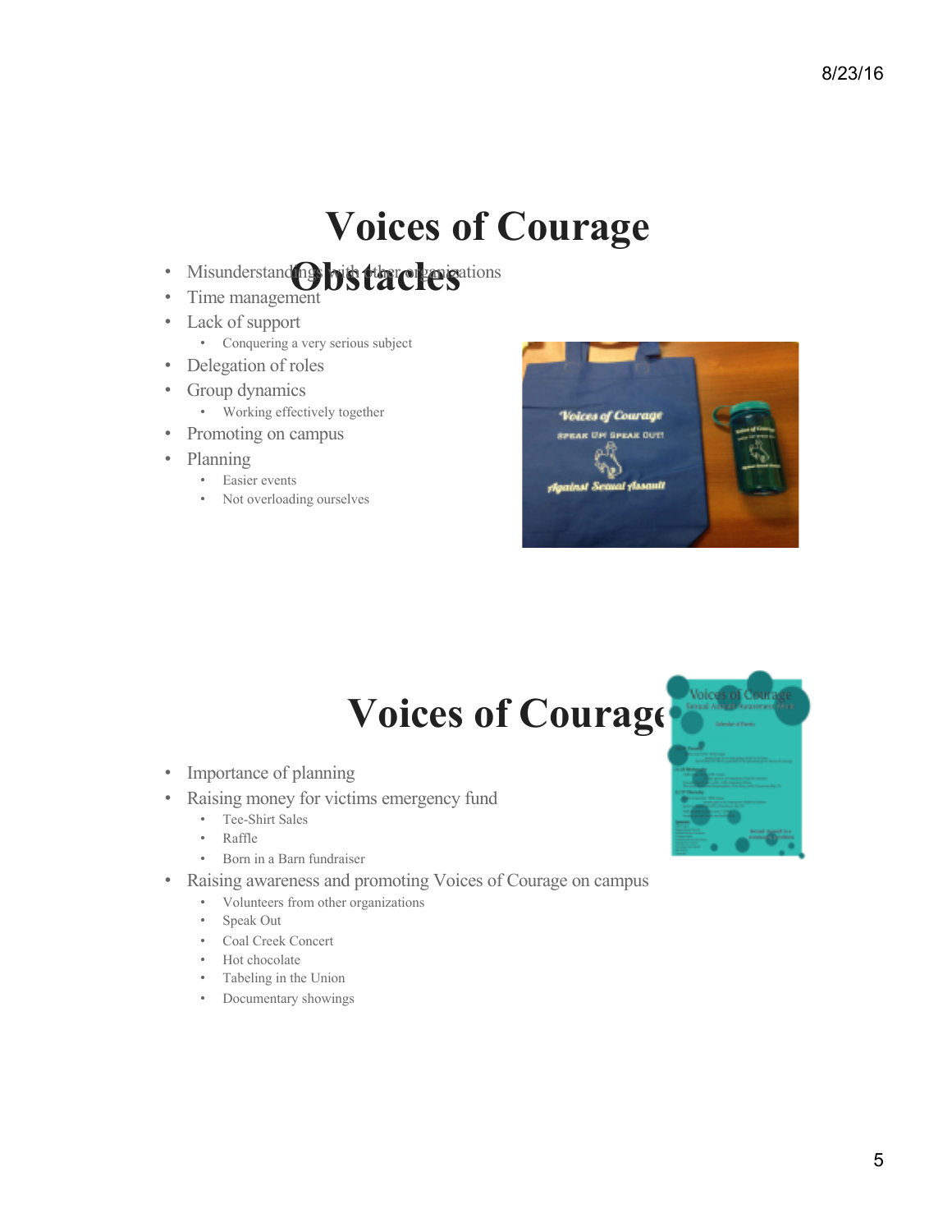# Voices of Courage Obstacles

- Misunderstandings with other organizations
- Time management
- Lack of support
  - Conquering a very serious subject
- Delegation of roles
- Group dynamics
  - Working effectively together
- Promoting on campus
- Planning
  - Easier events
  - Not overloading ourselves

# Voices of Courage

- Importance of planning
- Raising money for victims emergency fund
  - Tee-Shirt Sales
  - Raffle
  - Born in a Barn fundraiser
- Raising awareness and promoting Voices of Courage on campus
  - Volunteers from other organizations
  - Speak Out
  - Coal Creek Concert
  - Hot chocolate
  - Tabeling in the Union
  - Documentary showings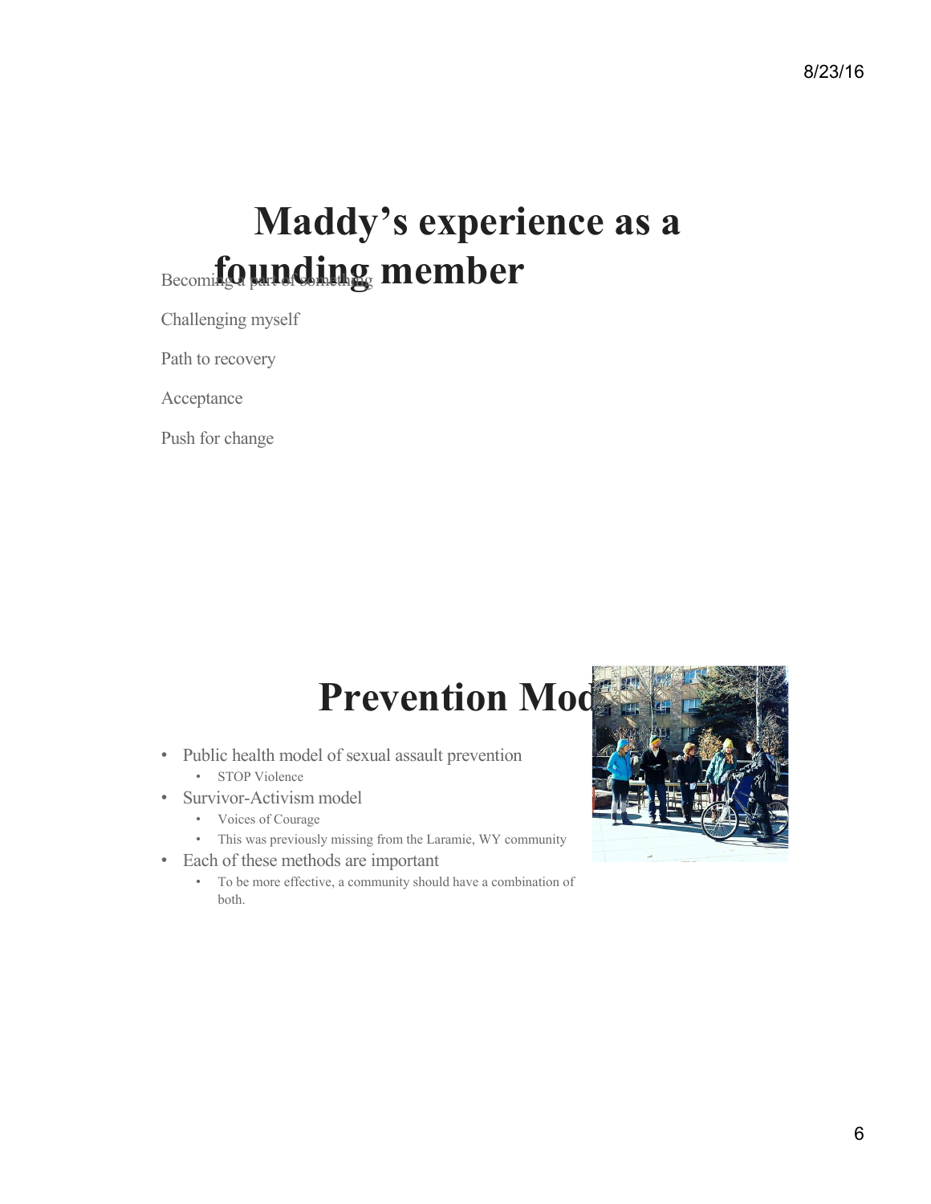# Maddy's experience as a founding member

Becoming a part of something

Challenging myself

Path to recovery

Acceptance

Push for change

# Prevention Mod

- Public health model of sexual assault prevention
  - STOP Violence
- Survivor-Activism model
  - Voices of Courage
  - This was previously missing from the Laramie, WY community
- Each of these methods are important
  - To be more effective, a community should have a combination of both.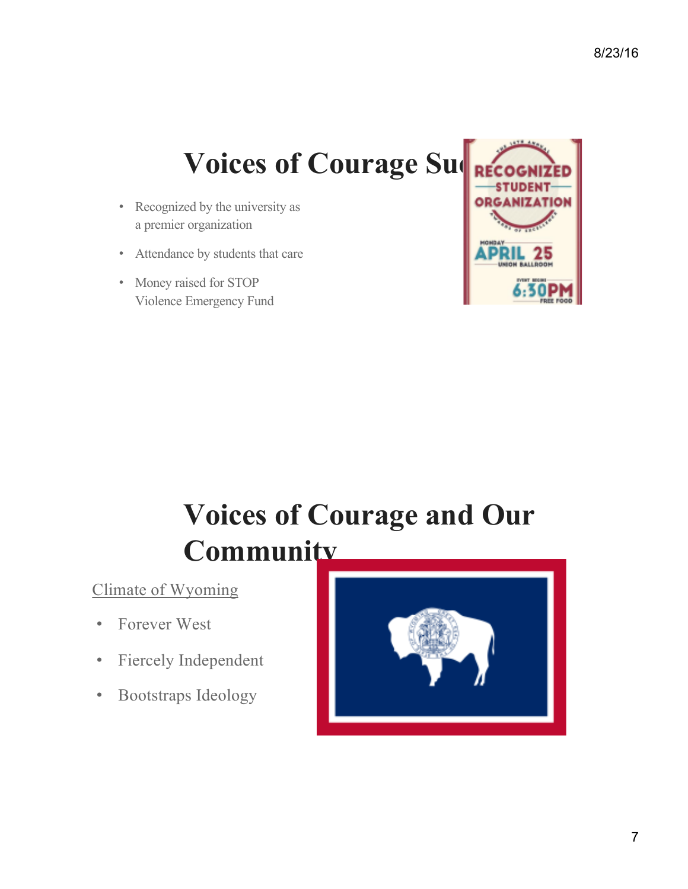# Voices of Courage Su

- Recognized by the university as a premier organization
- Attendance by students that care
- Money raised for STOP Violence Emergency Fund

# Voices of Courage and Our Community

Climate of Wyoming

- Forever West
- Fiercely Independent
- Bootstraps Ideology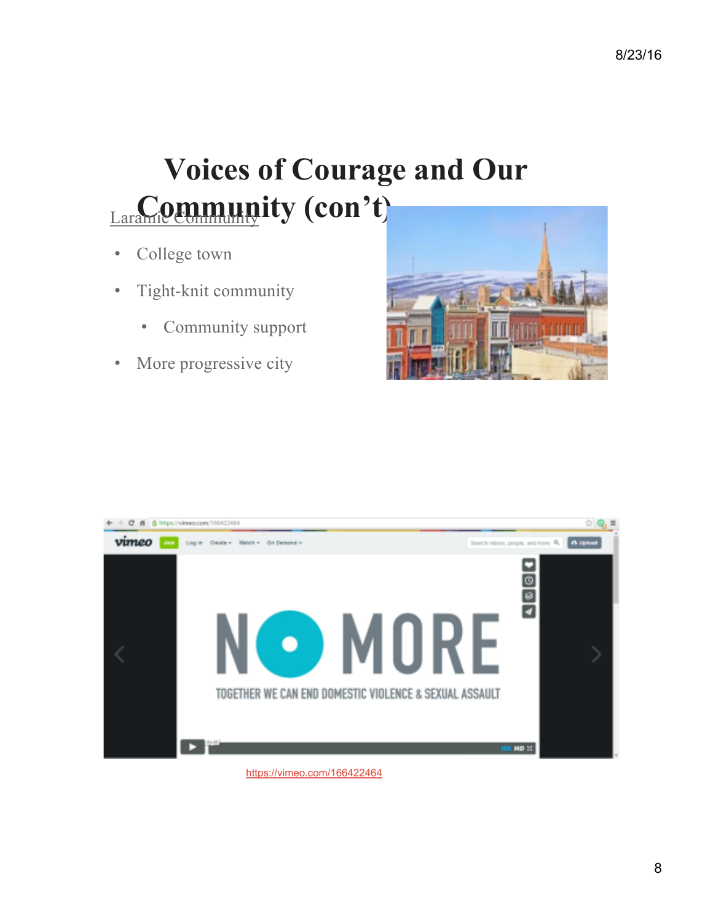# Voices of Courage and Our Community (con't)

Laramie Community

- College town
- Tight-knit community
  - Community support
- More progressive city

https://vimeo.com/166422464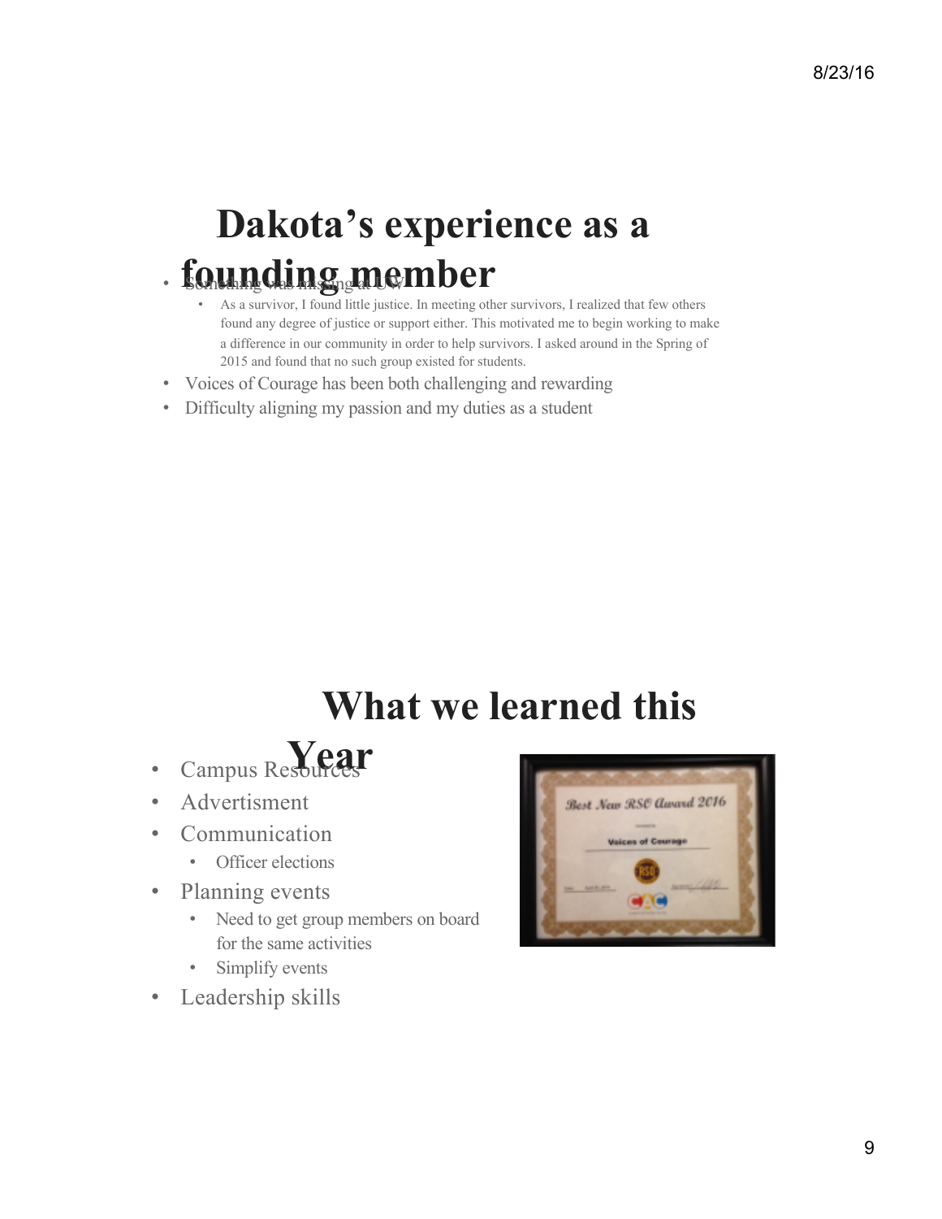# Dakota's experience as a founding member

- Something was missing at UW
  - As a survivor, I found little justice. In meeting other survivors, I realized that few others found any degree of justice or support either. This motivated me to begin working to make a difference in our community in order to help survivors. I asked around in the Spring of 2015 and found that no such group existed for students.
- Voices of Courage has been both challenging and rewarding
- Difficulty aligning my passion and my duties as a student

# What we learned this Year

- Campus Resources
- Advertisment
- Communication
  - Officer elections
- Planning events
  - Need to get group members on board for the same activities
  - Simplify events
- Leadership skills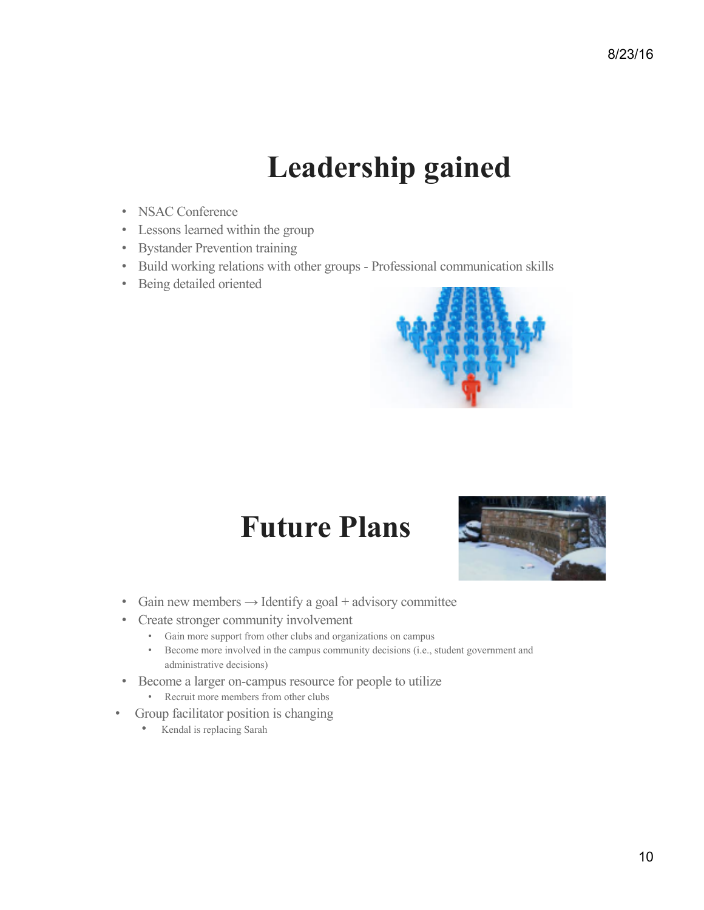# Leadership gained

- NSAC Conference
- Lessons learned within the group
- Bystander Prevention training
- Build working relations with other groups - Professional communication skills
- Being detailed oriented

# Future Plans

- Gain new members → Identify a goal + advisory committee
- Create stronger community involvement
  - Gain more support from other clubs and organizations on campus
  - Become more involved in the campus community decisions (i.e., student government and administrative decisions)
- Become a larger on-campus resource for people to utilize
  - Recruit more members from other clubs
- Group facilitator position is changing
  - Kendal is replacing Sarah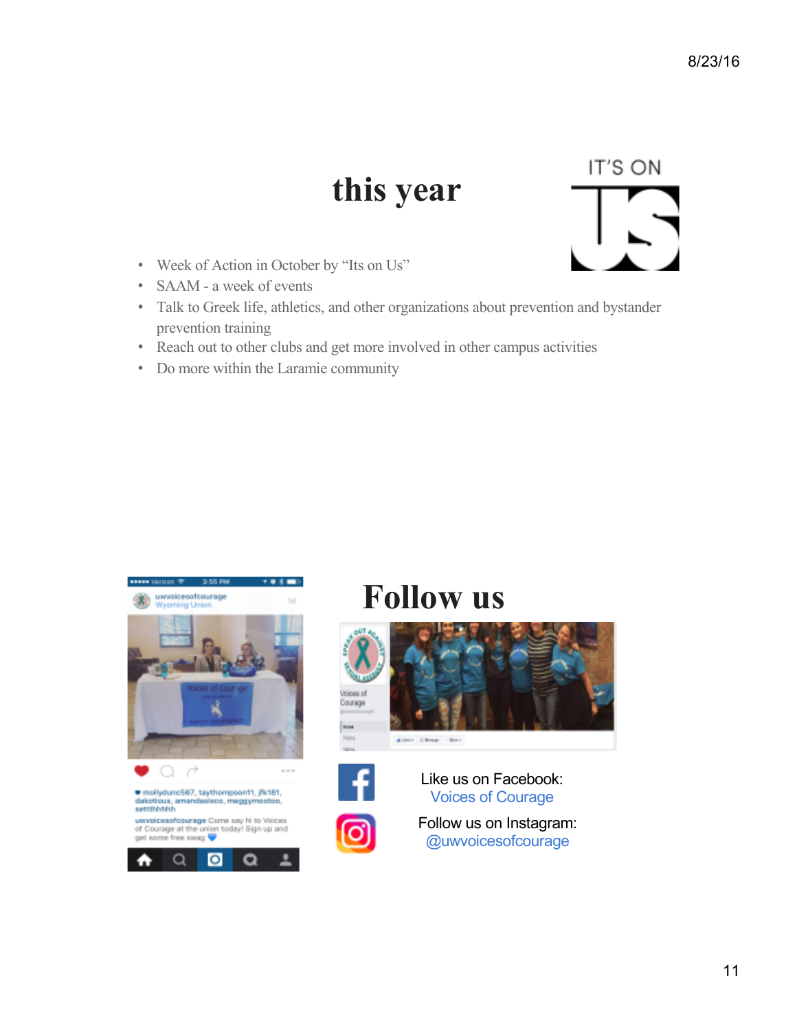8/23/16

# this year

- Week of Action in October by "Its on Us"
- SAAM - a week of events
- Talk to Greek life, athletics, and other organizations about prevention and bystander prevention training
- Reach out to other clubs and get more involved in other campus activities
- Do more within the Laramie community

# Follow us

Like us on Facebook:
Voices of Courage

Follow us on Instagram:
@uwvoicesofcourage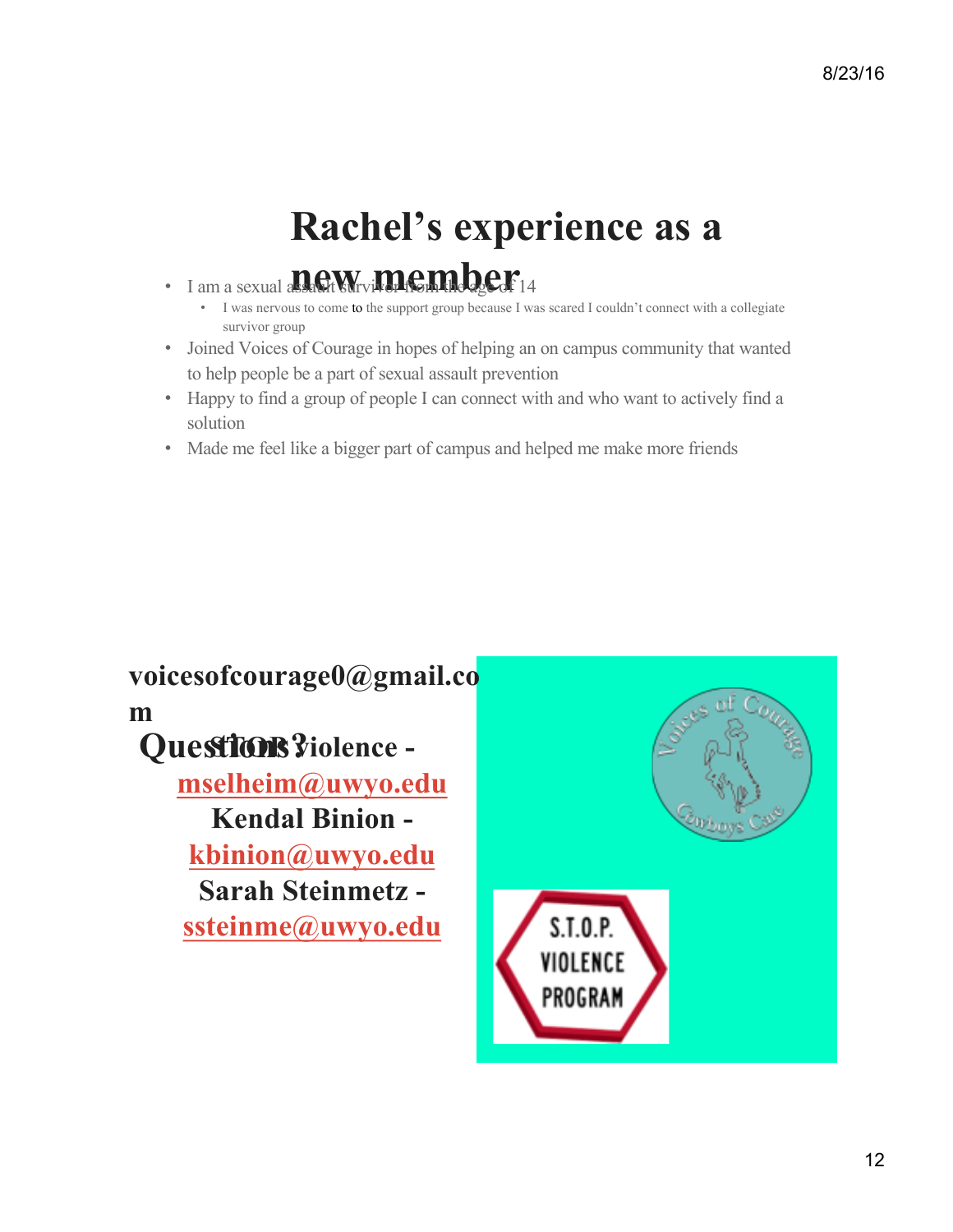# Rachel's experience as a new member

- I am a sexual assault survivor from the age of 14
    - I was nervous to come to the support group because I was scared I couldn't connect with a collegiate survivor group
- Joined Voices of Courage in hopes of helping an on campus community that wanted to help people be a part of sexual assault prevention
- Happy to find a group of people I can connect with and who want to actively find a solution
- Made me feel like a bigger part of campus and helped me make more friends

**voicesofcourage0@gmail.com**

**Questions?**

**STOP Violence - mselheim@uwyo.edu**

**Kendal Binion - kbinion@uwyo.edu**

**Sarah Steinmetz - ssteinme@uwyo.edu**

Voices of Courage
Cowboys Care

S.T.O.P. VIOLENCE PROGRAM